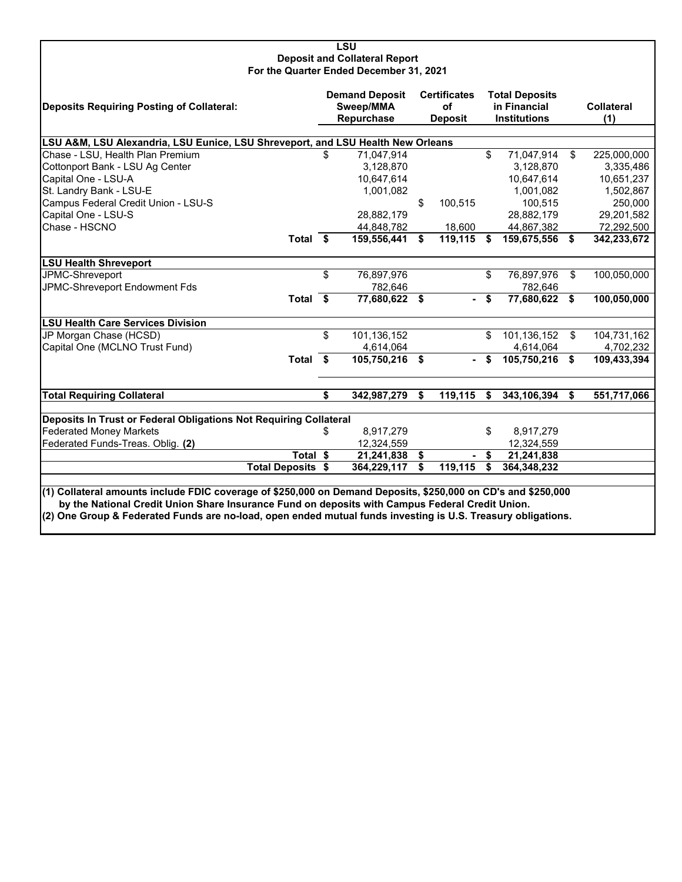# LSU
## Deposit and Collateral Report
### For the Quarter Ended December 31, 2021

| Deposits Requiring Posting of Collateral: | Demand Deposit Sweep/MMA Repurchase | Certificates of Deposit | Total Deposits in Financial Institutions | Collateral (1) |
|---|---|---|---|---|
| **LSU A&M, LSU Alexandria, LSU Eunice, LSU Shreveport, and LSU Health New Orleans** | | | | |
| Chase - LSU, Health Plan Premium | $ 71,047,914 | | $ 71,047,914 | $ 225,000,000 |
| Cottonport Bank - LSU Ag Center | 3,128,870 | | 3,128,870 | 3,335,486 |
| Capital One - LSU-A | 10,647,614 | | 10,647,614 | 10,651,237 |
| St. Landry Bank - LSU-E | 1,001,082 | | 1,001,082 | 1,502,867 |
| Campus Federal Credit Union - LSU-S | | $ 100,515 | 100,515 | 250,000 |
| Capital One - LSU-S | 28,882,179 | | 28,882,179 | 29,201,582 |
| Chase - HSCNO | 44,848,782 | 18,600 | 44,867,382 | 72,292,500 |
| **Total** | **$ 159,556,441** | **$ 119,115** | **$ 159,675,556** | **$ 342,233,672** |
| **LSU Health Shreveport** | | | | |
| JPMC-Shreveport | $ 76,897,976 | | $ 76,897,976 | $ 100,050,000 |
| JPMC-Shreveport Endowment Fds | 782,646 | | 782,646 | |
| **Total** | **$ 77,680,622** | **$ -** | **$ 77,680,622** | **$ 100,050,000** |
| **LSU Health Care Services Division** | | | | |
| JP Morgan Chase (HCSD) | $ 101,136,152 | | $ 101,136,152 | $ 104,731,162 |
| Capital One (MCLNO Trust Fund) | 4,614,064 | | 4,614,064 | 4,702,232 |
| **Total** | **$ 105,750,216** | **$ -** | **$ 105,750,216** | **$ 109,433,394** |
| **Total Requiring Collateral** | **$ 342,987,279** | **$ 119,115** | **$ 343,106,394** | **$ 551,717,066** |
| **Deposits In Trust or Federal Obligations Not Requiring Collateral** | | | | |
| Federated Money Markets | $ 8,917,279 | | $ 8,917,279 | |
| Federated Funds-Treas. Oblig. **(2)** | 12,324,559 | | 12,324,559 | |
| **Total** | **$ 21,241,838** | **$ -** | **$ 21,241,838** | |
| **Total Deposits** | **$ 364,229,117** | **$ 119,115** | **$ 364,348,232** | |

**(1) Collateral amounts include FDIC coverage of $250,000 on Demand Deposits, $250,000 on CD's and $250,000 by the National Credit Union Share Insurance Fund on deposits with Campus Federal Credit Union.**

**(2) One Group & Federated Funds are no-load, open ended mutual funds investing is U.S. Treasury obligations.**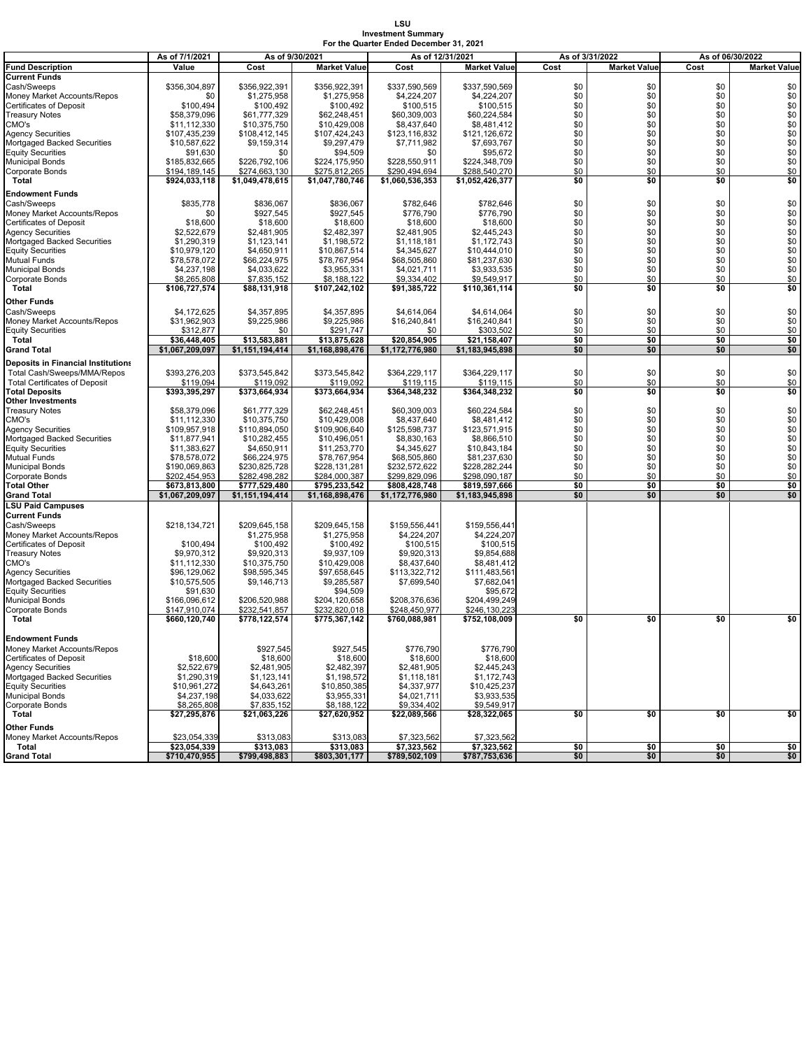# LSU
## Investment Summary
### For the Quarter Ended December 31, 2021

| | As of 7/1/2021 | As of 9/30/2021 | | As of 12/31/2021 | | As of 3/31/2022 | | As of 06/30/2022 | |
|---|---|---|---|---|---|---|---|---|---|
| **Fund Description** | **Value** | **Cost** | **Market Value** | **Cost** | **Market Value** | **Cost** | **Market Value** | **Cost** | **Market Value** |
| **Current Funds** | | | | | | | | | |
| Cash/Sweeps | $356,304,897 | $356,922,391 | $356,922,391 | $337,590,569 | $337,590,569 | $0 | $0 | $0 | $0 |
| Money Market Accounts/Repos | $0 | $1,275,958 | $1,275,958 | $4,224,207 | $4,224,207 | $0 | $0 | $0 | $0 |
| Certificates of Deposit | $100,494 | $100,492 | $100,492 | $100,515 | $100,515 | $0 | $0 | $0 | $0 |
| Treasury Notes | $58,379,096 | $61,777,329 | $62,248,451 | $60,309,003 | $60,224,584 | $0 | $0 | $0 | $0 |
| CMO's | $11,112,330 | $10,375,750 | $10,429,008 | $8,437,640 | $8,481,412 | $0 | $0 | $0 | $0 |
| Agency Securities | $107,435,239 | $108,412,145 | $107,424,243 | $123,116,832 | $121,126,672 | $0 | $0 | $0 | $0 |
| Mortgaged Backed Securities | $10,587,622 | $9,159,314 | $9,297,479 | $7,711,982 | $7,693,767 | $0 | $0 | $0 | $0 |
| Equity Securities | $91,630 | $0 | $94,509 | $0 | $95,672 | $0 | $0 | $0 | $0 |
| Municipal Bonds | $185,832,665 | $226,792,106 | $224,175,950 | $228,550,911 | $224,348,709 | $0 | $0 | $0 | $0 |
| Corporate Bonds | $194,189,145 | $274,663,130 | $275,812,265 | $290,494,694 | $288,540,270 | $0 | $0 | $0 | $0 |
| **Total** | **$924,033,118** | **$1,049,478,615** | **$1,047,780,746** | **$1,060,536,353** | **$1,052,426,377** | **$0** | **$0** | **$0** | **$0** |
| **Endowment Funds** | | | | | | | | | |
| Cash/Sweeps | $835,778 | $836,067 | $836,067 | $782,646 | $782,646 | $0 | $0 | $0 | $0 |
| Money Market Accounts/Repos | $0 | $927,545 | $927,545 | $776,790 | $776,790 | $0 | $0 | $0 | $0 |
| Certificates of Deposit | $18,600 | $18,600 | $18,600 | $18,600 | $18,600 | $0 | $0 | $0 | $0 |
| Agency Securities | $2,522,679 | $2,481,905 | $2,482,397 | $2,481,905 | $2,445,243 | $0 | $0 | $0 | $0 |
| Mortgaged Backed Securities | $1,290,319 | $1,123,141 | $1,198,572 | $1,118,181 | $1,172,743 | $0 | $0 | $0 | $0 |
| Equity Securities | $10,979,120 | $4,650,911 | $10,867,514 | $4,345,627 | $10,444,010 | $0 | $0 | $0 | $0 |
| Mutual Funds | $78,578,072 | $66,224,975 | $78,767,954 | $68,505,860 | $81,237,630 | $0 | $0 | $0 | $0 |
| Municipal Bonds | $4,237,198 | $4,033,622 | $3,955,331 | $4,021,711 | $3,933,535 | $0 | $0 | $0 | $0 |
| Corporate Bonds | $8,265,808 | $7,835,152 | $8,188,122 | $9,334,402 | $9,549,917 | $0 | $0 | $0 | $0 |
| **Total** | **$106,727,574** | **$88,131,918** | **$107,242,102** | **$91,385,722** | **$110,361,114** | **$0** | **$0** | **$0** | **$0** |
| **Other Funds** | | | | | | | | | |
| Cash/Sweeps | $4,172,625 | $4,357,895 | $4,357,895 | $4,614,064 | $4,614,064 | $0 | $0 | $0 | $0 |
| Money Market Accounts/Repos | $31,962,903 | $9,225,986 | $9,225,986 | $16,240,841 | $16,240,841 | $0 | $0 | $0 | $0 |
| Equity Securities | $312,877 | $0 | $291,747 | $0 | $303,502 | $0 | $0 | $0 | $0 |
| **Total** | **$36,448,405** | **$13,583,881** | **$13,875,628** | **$20,854,905** | **$21,158,407** | **$0** | **$0** | **$0** | **$0** |
| **Grand Total** | **$1,067,209,097** | **$1,151,194,414** | **$1,168,898,476** | **$1,172,776,980** | **$1,183,945,898** | **$0** | **$0** | **$0** | **$0** |
| **Deposits in Financial Institutions** | | | | | | | | | |
| Total Cash/Sweeps/MMA/Repos | $393,276,203 | $373,545,842 | $373,545,842 | $364,229,117 | $364,229,117 | $0 | $0 | $0 | $0 |
| Total Certificates of Deposit | $119,094 | $119,092 | $119,092 | $119,115 | $119,115 | $0 | $0 | $0 | $0 |
| **Total Deposits** | **$393,395,297** | **$373,664,934** | **$373,664,934** | **$364,348,232** | **$364,348,232** | **$0** | **$0** | **$0** | **$0** |
| **Other Investments** | | | | | | | | | |
| Treasury Notes | $58,379,096 | $61,777,329 | $62,248,451 | $60,309,003 | $60,224,584 | $0 | $0 | $0 | $0 |
| CMO's | $11,112,330 | $10,375,750 | $10,429,008 | $8,437,640 | $8,481,412 | $0 | $0 | $0 | $0 |
| Agency Securities | $109,957,918 | $110,894,050 | $109,906,640 | $125,598,737 | $123,571,915 | $0 | $0 | $0 | $0 |
| Mortgaged Backed Securities | $11,877,941 | $10,282,455 | $10,496,051 | $8,830,163 | $8,866,510 | $0 | $0 | $0 | $0 |
| Equity Securities | $11,383,627 | $4,650,911 | $11,253,770 | $4,345,627 | $10,843,184 | $0 | $0 | $0 | $0 |
| Mutual Funds | $78,578,072 | $66,224,975 | $78,767,954 | $68,505,860 | $81,237,630 | $0 | $0 | $0 | $0 |
| Municipal Bonds | $190,069,863 | $230,825,728 | $228,131,281 | $232,572,622 | $228,282,244 | $0 | $0 | $0 | $0 |
| Corporate Bonds | $202,454,953 | $282,498,282 | $284,000,387 | $299,829,096 | $298,090,187 | $0 | $0 | $0 | $0 |
| **Total Other** | **$673,813,800** | **$777,529,480** | **$795,233,542** | **$808,428,748** | **$819,597,666** | **$0** | **$0** | **$0** | **$0** |
| **Grand Total** | **$1,067,209,097** | **$1,151,194,414** | **$1,168,898,476** | **$1,172,776,980** | **$1,183,945,898** | **$0** | **$0** | **$0** | **$0** |
| **LSU Paid Campuses** | | | | | | | | | |
| **Current Funds** | | | | | | | | | |
| Cash/Sweeps | $218,134,721 | $209,645,158 | $209,645,158 | $159,556,441 | $159,556,441 | | | | |
| Money Market Accounts/Repos | | $1,275,958 | $1,275,958 | $4,224,207 | $4,224,207 | | | | |
| Certificates of Deposit | $100,494 | $100,492 | $100,492 | $100,515 | $100,515 | | | | |
| Treasury Notes | $9,970,312 | $9,920,313 | $9,937,109 | $9,920,313 | $9,854,688 | | | | |
| CMO's | $11,112,330 | $10,375,750 | $10,429,008 | $8,437,640 | $8,481,412 | | | | |
| Agency Securities | $96,129,062 | $98,595,345 | $97,658,645 | $113,322,712 | $111,483,561 | | | | |
| Mortgaged Backed Securities | $10,575,505 | $9,146,713 | $9,285,587 | $7,699,540 | $7,682,041 | | | | |
| Equity Securities | $91,630 | | $94,509 | | $95,672 | | | | |
| Municipal Bonds | $166,096,612 | $206,520,988 | $204,120,658 | $208,376,636 | $204,499,249 | | | | |
| Corporate Bonds | $147,910,074 | $232,541,857 | $232,820,018 | $248,450,977 | $246,130,223 | | | | |
| **Total** | **$660,120,740** | **$778,122,574** | **$775,367,142** | **$760,088,981** | **$752,108,009** | **$0** | **$0** | **$0** | **$0** |
| **Endowment Funds** | | | | | | | | | |
| Money Market Accounts/Repos | | $927,545 | $927,545 | $776,790 | $776,790 | | | | |
| Certificates of Deposit | $18,600 | $18,600 | $18,600 | $18,600 | $18,600 | | | | |
| Agency Securities | $2,522,679 | $2,481,905 | $2,482,397 | $2,481,905 | $2,445,243 | | | | |
| Mortgaged Backed Securities | $1,290,319 | $1,123,141 | $1,198,572 | $1,118,181 | $1,172,743 | | | | |
| Equity Securities | $10,961,272 | $4,643,261 | $10,850,385 | $4,337,977 | $10,425,237 | | | | |
| Municipal Bonds | $4,237,198 | $4,033,622 | $3,955,331 | $4,021,711 | $3,933,535 | | | | |
| Corporate Bonds | $8,265,808 | $7,835,152 | $8,188,122 | $9,334,402 | $9,549,917 | | | | |
| **Total** | **$27,295,876** | **$21,063,226** | **$27,620,952** | **$22,089,566** | **$28,322,065** | **$0** | **$0** | **$0** | **$0** |
| **Other Funds** | | | | | | | | | |
| Money Market Accounts/Repos | $23,054,339 | $313,083 | $313,083 | $7,323,562 | $7,323,562 | | | | |
| **Total** | **$23,054,339** | **$313,083** | **$313,083** | **$7,323,562** | **$7,323,562** | **$0** | **$0** | **$0** | **$0** |
| **Grand Total** | **$710,470,955** | **$799,498,883** | **$803,301,177** | **$789,502,109** | **$787,753,636** | **$0** | **$0** | **$0** | **$0** |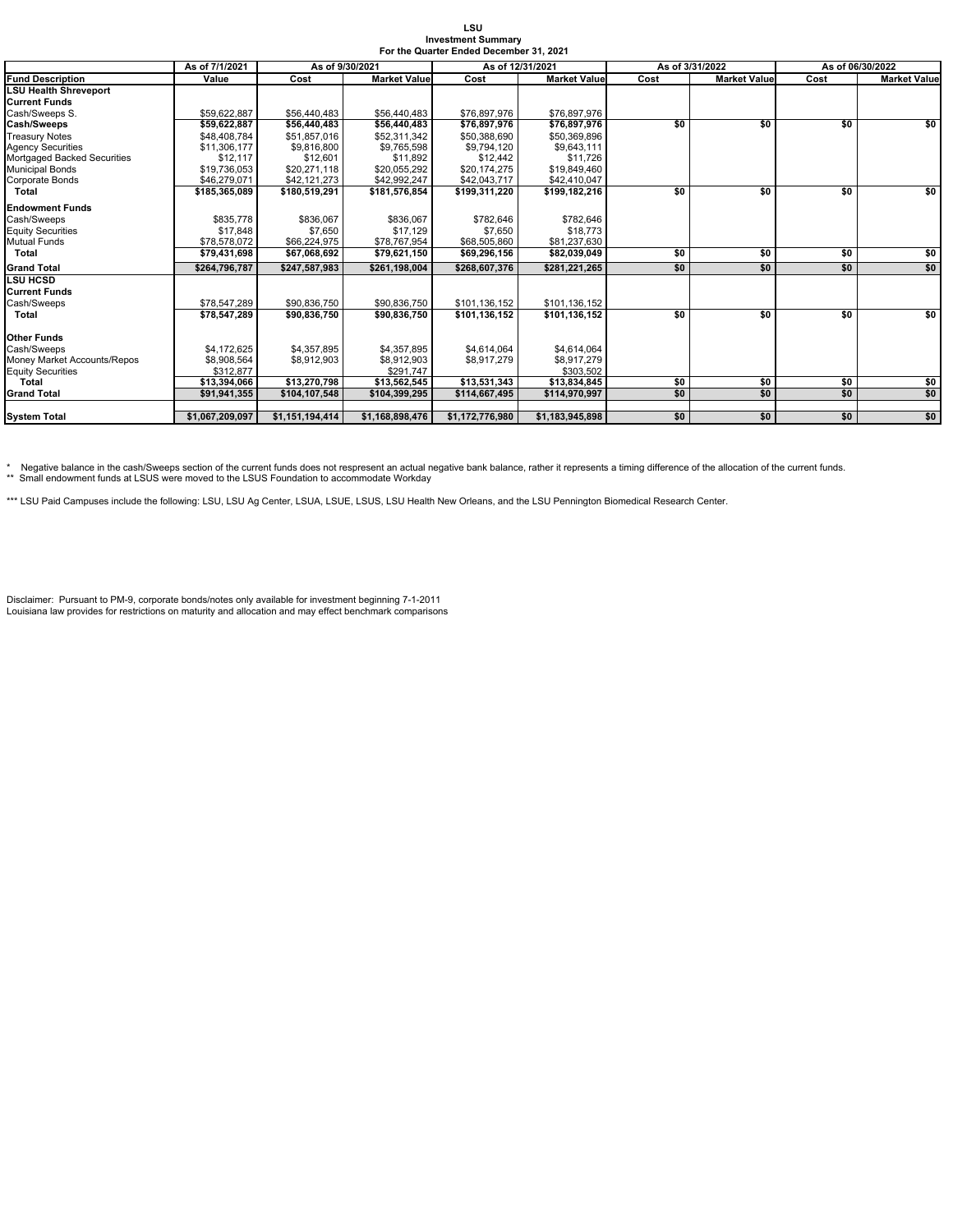**LSU**
**Investment Summary**
**For the Quarter Ended December 31, 2021**

| | As of 7/1/2021 | As of 9/30/2021 | | As of 12/31/2021 | | As of 3/31/2022 | | As of 06/30/2022 | |
|---|---|---|---|---|---|---|---|---|---|
| **Fund Description** | **Value** | **Cost** | **Market Value** | **Cost** | **Market Value** | **Cost** | **Market Value** | **Cost** | **Market Value** |
| **LSU Health Shreveport** | | | | | | | | | |
| **Current Funds** | | | | | | | | | |
| Cash/Sweeps S. | $59,622,887 | $56,440,483 | $56,440,483 | $76,897,976 | $76,897,976 | | | | |
| **Cash/Sweeps** | **$59,622,887** | **$56,440,483** | **$56,440,483** | **$76,897,976** | **$76,897,976** | **$0** | **$0** | **$0** | **$0** |
| Treasury Notes | $48,408,784 | $51,857,016 | $52,311,342 | $50,388,690 | $50,369,896 | | | | |
| Agency Securities | $11,306,177 | $9,816,800 | $9,765,598 | $9,794,120 | $9,643,111 | | | | |
| Mortgaged Backed Securities | $12,117 | $12,601 | $11,892 | $12,442 | $11,726 | | | | |
| Municipal Bonds | $19,736,053 | $20,271,118 | $20,055,292 | $20,174,275 | $19,849,460 | | | | |
| Corporate Bonds | $46,279,071 | $42,121,273 | $42,992,247 | $42,043,717 | $42,410,047 | | | | |
| **Total** | **$185,365,089** | **$180,519,291** | **$181,576,854** | **$199,311,220** | **$199,182,216** | **$0** | **$0** | **$0** | **$0** |
| **Endowment Funds** | | | | | | | | | |
| Cash/Sweeps | $835,778 | $836,067 | $836,067 | $782,646 | $782,646 | | | | |
| Equity Securities | $17,848 | $7,650 | $17,129 | $7,650 | $18,773 | | | | |
| Mutual Funds | $78,578,072 | $66,224,975 | $78,767,954 | $68,505,860 | $81,237,630 | | | | |
| **Total** | **$79,431,698** | **$67,068,692** | **$79,621,150** | **$69,296,156** | **$82,039,049** | **$0** | **$0** | **$0** | **$0** |
| **Grand Total** | **$264,796,787** | **$247,587,983** | **$261,198,004** | **$268,607,376** | **$281,221,265** | **$0** | **$0** | **$0** | **$0** |
| **LSU HCSD** | | | | | | | | | |
| **Current Funds** | | | | | | | | | |
| Cash/Sweeps | $78,547,289 | $90,836,750 | $90,836,750 | $101,136,152 | $101,136,152 | | | | |
| **Total** | **$78,547,289** | **$90,836,750** | **$90,836,750** | **$101,136,152** | **$101,136,152** | **$0** | **$0** | **$0** | **$0** |
| **Other Funds** | | | | | | | | | |
| Cash/Sweeps | $4,172,625 | $4,357,895 | $4,357,895 | $4,614,064 | $4,614,064 | | | | |
| Money Market Accounts/Repos | $8,908,564 | $8,912,903 | $8,912,903 | $8,917,279 | $8,917,279 | | | | |
| Equity Securities | $312,877 | | $291,747 | | $303,502 | | | | |
| **Total** | **$13,394,066** | **$13,270,798** | **$13,562,545** | **$13,531,343** | **$13,834,845** | **$0** | **$0** | **$0** | **$0** |
| **Grand Total** | **$91,941,355** | **$104,107,548** | **$104,399,295** | **$114,667,495** | **$114,970,997** | **$0** | **$0** | **$0** | **$0** |
| **System Total** | **$1,067,209,097** | **$1,151,194,414** | **$1,168,898,476** | **$1,172,776,980** | **$1,183,945,898** | **$0** | **$0** | **$0** | **$0** |

\* Negative balance in the cash/Sweeps section of the current funds does not respresent an actual negative bank balance, rather it represents a timing difference of the allocation of the current funds.
\*\* Small endowment funds at LSUS were moved to the LSUS Foundation to accommodate Workday

\*\*\* LSU Paid Campuses include the following: LSU, LSU Ag Center, LSUA, LSUE, LSUS, LSU Health New Orleans, and the LSU Pennington Biomedical Research Center.

Disclaimer: Pursuant to PM-9, corporate bonds/notes only available for investment beginning 7-1-2011
Louisiana law provides for restrictions on maturity and allocation and may effect benchmark comparisons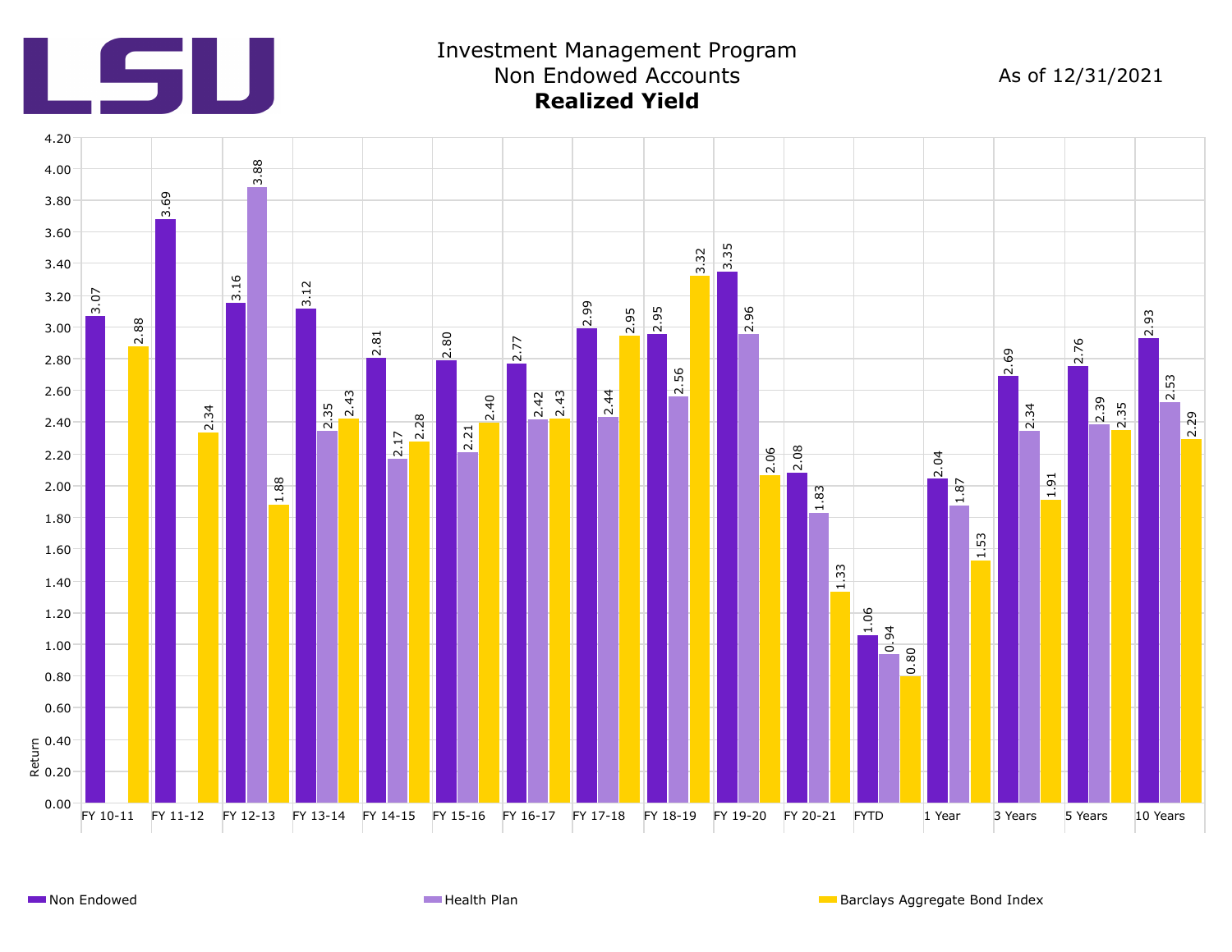# LSU

## Investment Management Program
## Non Endowed Accounts
## **Realized Yield**

As of 12/31/2021

| Period | Non Endowed | Health Plan | Barclays Aggregate Bond Index |
|---|---|---|---|
| FY 10-11 | 3.07 | | 2.88 |
| FY 11-12 | 3.69 | | 2.34 |
| FY 12-13 | 3.16 | 3.88 | 1.88 |
| FY 13-14 | 3.12 | 2.35 | 2.43 |
| FY 14-15 | 2.81 | 2.17 | 2.28 |
| FY 15-16 | 2.80 | 2.21 | 2.40 |
| FY 16-17 | 2.77 | 2.42 | 2.43 |
| FY 17-18 | 2.99 | 2.44 | 2.95 |
| FY 18-19 | 2.95 | 2.56 | 3.32 |
| FY 19-20 | 3.35 | 2.96 | 2.06 |
| FY 20-21 | 2.08 | 1.83 | 1.33 |
| FYTD | 1.06 | 0.94 | 0.80 |
| 1 Year | 2.04 | 1.87 | 1.53 |
| 3 Years | 2.69 | 2.34 | 1.91 |
| 5 Years | 2.76 | 2.39 | 2.35 |
| 10 Years | 2.93 | 2.53 | 2.29 |

Return

Non Endowed | Health Plan | Barclays Aggregate Bond Index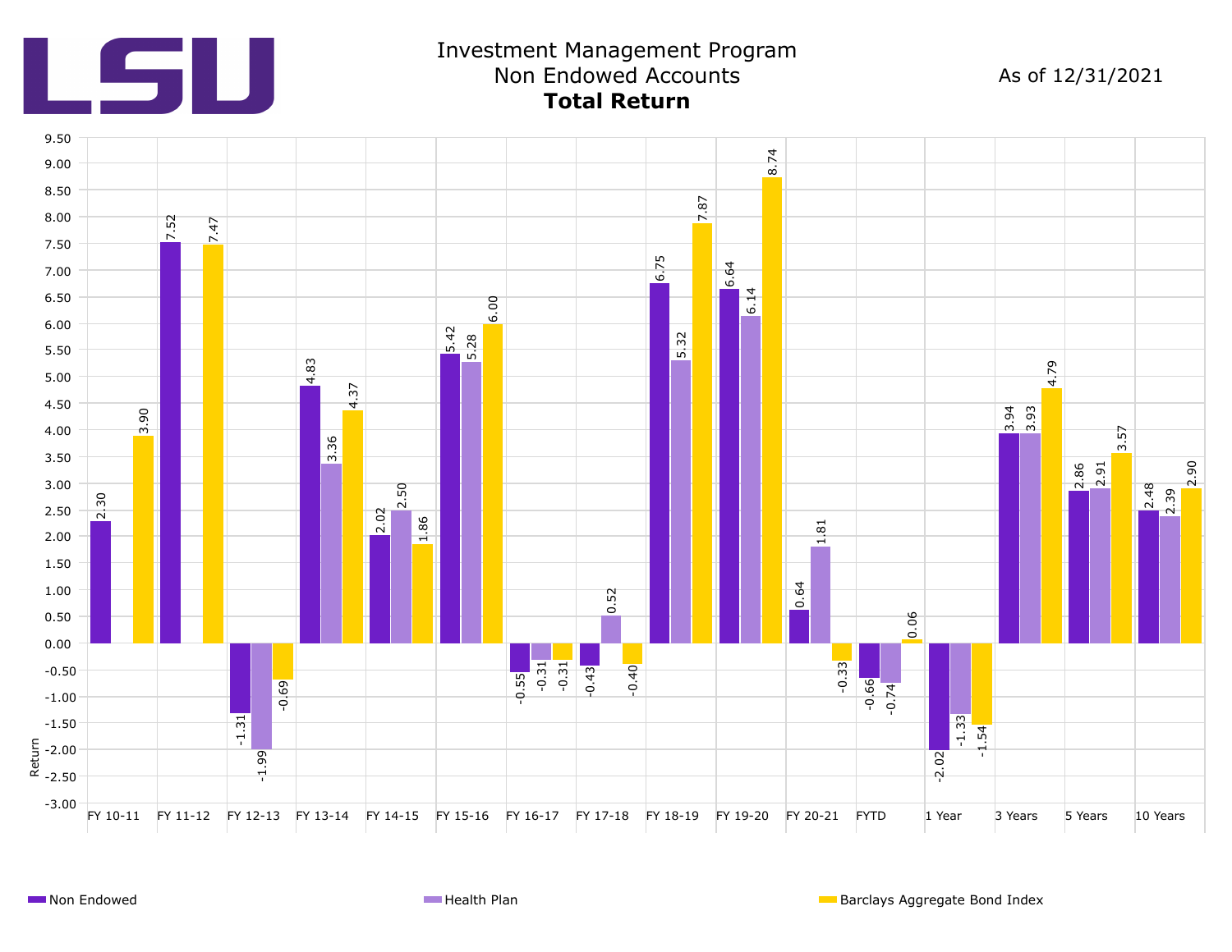# LSU

## Investment Management Program
## Non Endowed Accounts
## **Total Return**

As of 12/31/2021

| Period | Non Endowed | Health Plan | Barclays Aggregate Bond Index |
|---|---|---|---|
| FY 10-11 | 2.30 | | 3.90 |
| FY 11-12 | 7.52 | | 7.47 |
| FY 12-13 | -1.31 | -1.99 | -0.69 |
| FY 13-14 | 4.83 | 3.36 | 4.37 |
| FY 14-15 | 2.02 | 2.50 | 1.86 |
| FY 15-16 | 5.42 | 5.28 | 6.00 |
| FY 16-17 | -0.55 | -0.31 | -0.31 |
| FY 17-18 | -0.43 | 0.52 | -0.40 |
| FY 18-19 | 6.75 | 5.32 | 7.87 |
| FY 19-20 | 6.64 | 6.14 | 8.74 |
| FY 20-21 | 0.64 | 1.81 | -0.33 |
| FYTD | -0.66 | -0.74 | 0.06 |
| 1 Year | -2.02 | -1.33 | -1.54 |
| 3 Years | 3.94 | 3.93 | 4.79 |
| 5 Years | 2.86 | 2.91 | 3.57 |
| 10 Years | 2.48 | 2.39 | 2.90 |

Return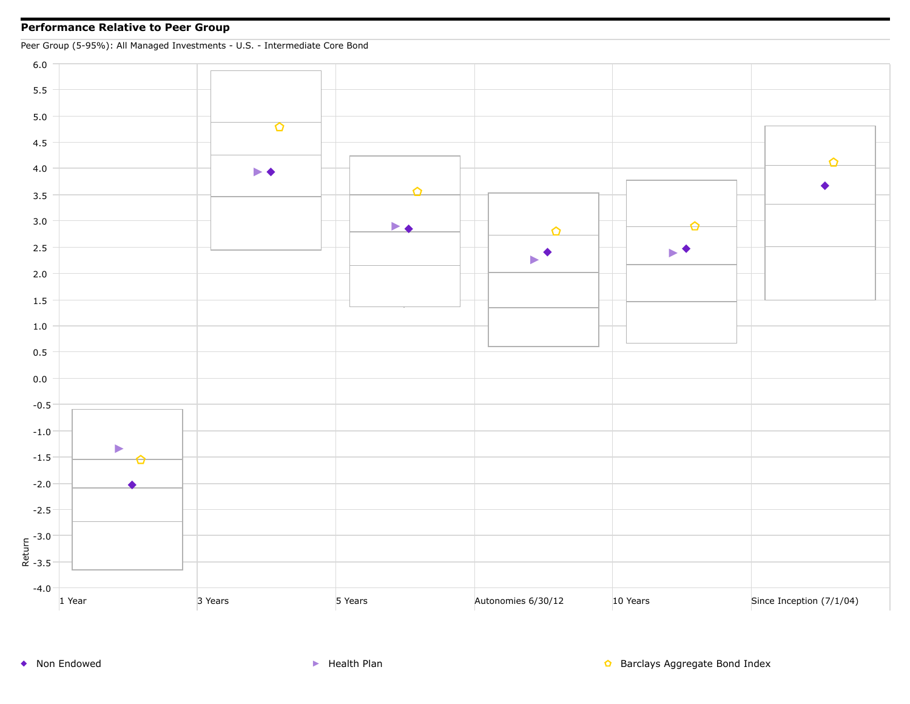**Performance Relative to Peer Group**

Peer Group (5-95%): All Managed Investments - U.S. - Intermediate Core Bond

Return

6.0
5.5
5.0
4.5
4.0
3.5
3.0
2.5
2.0
1.5
1.0
0.5
0.0
-0.5
-1.0
-1.5
-2.0
-2.5
-3.0
-3.5
-4.0

1 Year | 3 Years | 5 Years | Autonomies 6/30/12 | 10 Years | Since Inception (7/1/04)

◆ Non Endowed ▶ Health Plan ⬠ Barclays Aggregate Bond Index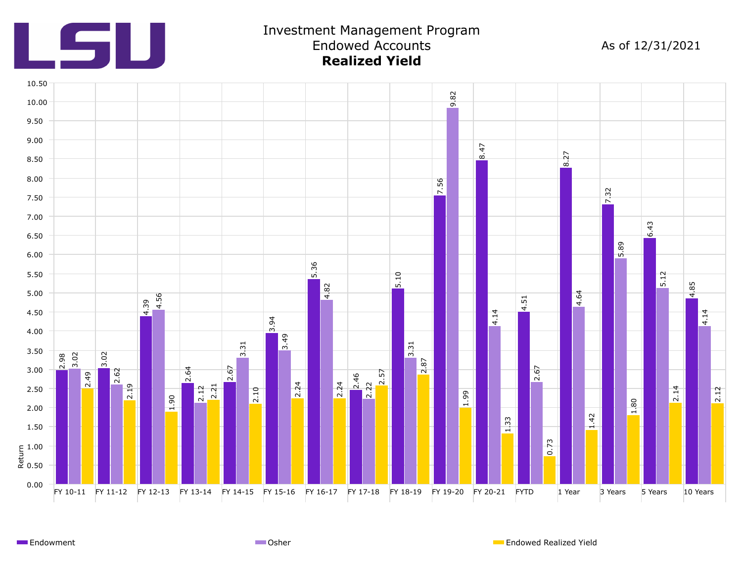LSU

# Investment Management Program
## Endowed Accounts
## **Realized Yield**

As of 12/31/2021

| Period | Endowment | Osher | Endowed Realized Yield |
|---|---|---|---|
| FY 10-11 | 2.98 | 3.02 | 2.49 |
| FY 11-12 | 3.02 | 2.62 | 2.19 |
| FY 12-13 | 4.39 | 4.56 | 1.90 |
| FY 13-14 | 2.64 | 2.12 | 2.21 |
| FY 14-15 | 2.67 | 3.31 | 2.10 |
| FY 15-16 | 3.94 | 3.49 | 2.24 |
| FY 16-17 | 5.36 | 4.82 | 2.24 |
| FY 17-18 | 2.46 | 2.22 | 2.57 |
| FY 18-19 | 5.10 | 3.31 | 2.87 |
| FY 19-20 | 7.56 | 9.82 | 1.99 |
| FY 20-21 | 8.47 | 4.14 | 1.33 |
| FYTD | 4.51 | 2.67 | 0.73 |
| 1 Year | 8.27 | 4.64 | 1.42 |
| 3 Years | 7.32 | 5.89 | 1.80 |
| 5 Years | 6.43 | 5.12 | 2.14 |
| 10 Years | 4.85 | 4.14 | 2.12 |

Y-axis: Return (0.00 – 10.50)

Legend: Endowment, Osher, Endowed Realized Yield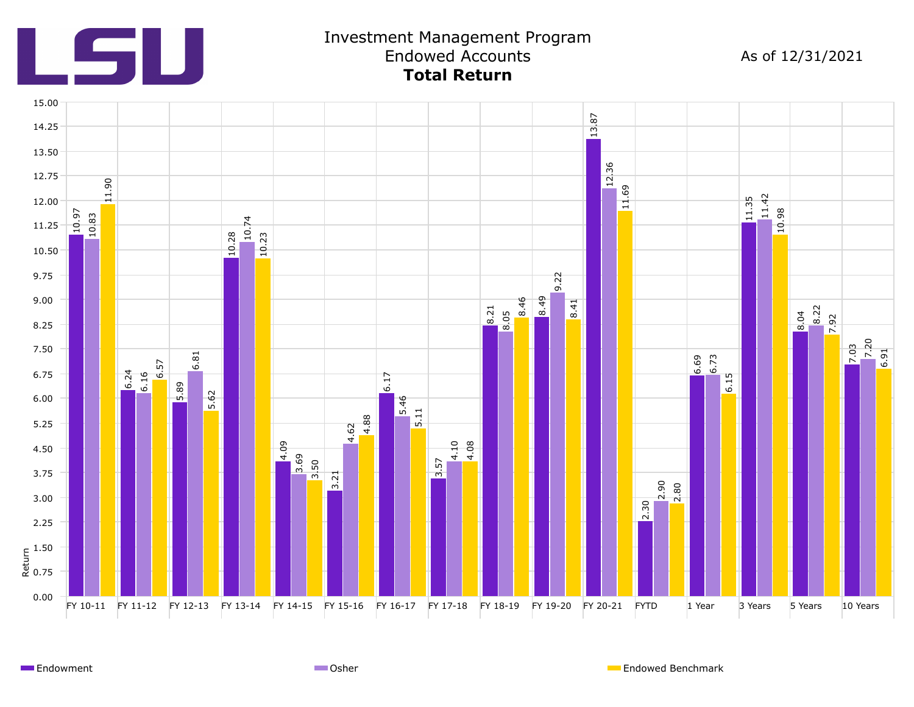LSU

# Investment Management Program
## Endowed Accounts
**Total Return**

As of 12/31/2021

Return

15.00
14.25
13.50
12.75
12.00
11.25
10.50
9.75
9.00
8.25
7.50
6.75
6.00
5.25
4.50
3.75
3.00
2.25
1.50
0.75
0.00

FY 10-11: 10.97, 10.83, 11.90
FY 11-12: 6.24, 6.16, 6.57
FY 12-13: 5.89, 6.81, 5.62
FY 13-14: 10.28, 10.74, 10.23
FY 14-15: 4.09, 3.69, 3.50
FY 15-16: 3.21, 4.62, 4.88
FY 16-17: 6.17, 5.46, 5.11
FY 17-18: 3.57, 4.10, 4.08
FY 18-19: 8.21, 8.05, 8.46
FY 19-20: 8.49, 9.22, 8.41
FY 20-21: 13.87, 12.36, 11.69
FYTD: 2.30, 2.90, 2.80
1 Year: 6.69, 6.73, 6.15
3 Years: 11.35, 11.42, 10.98
5 Years: 8.04, 8.22, 7.92
10 Years: 7.03, 7.20, 6.91

Endowment
Osher
Endowed Benchmark